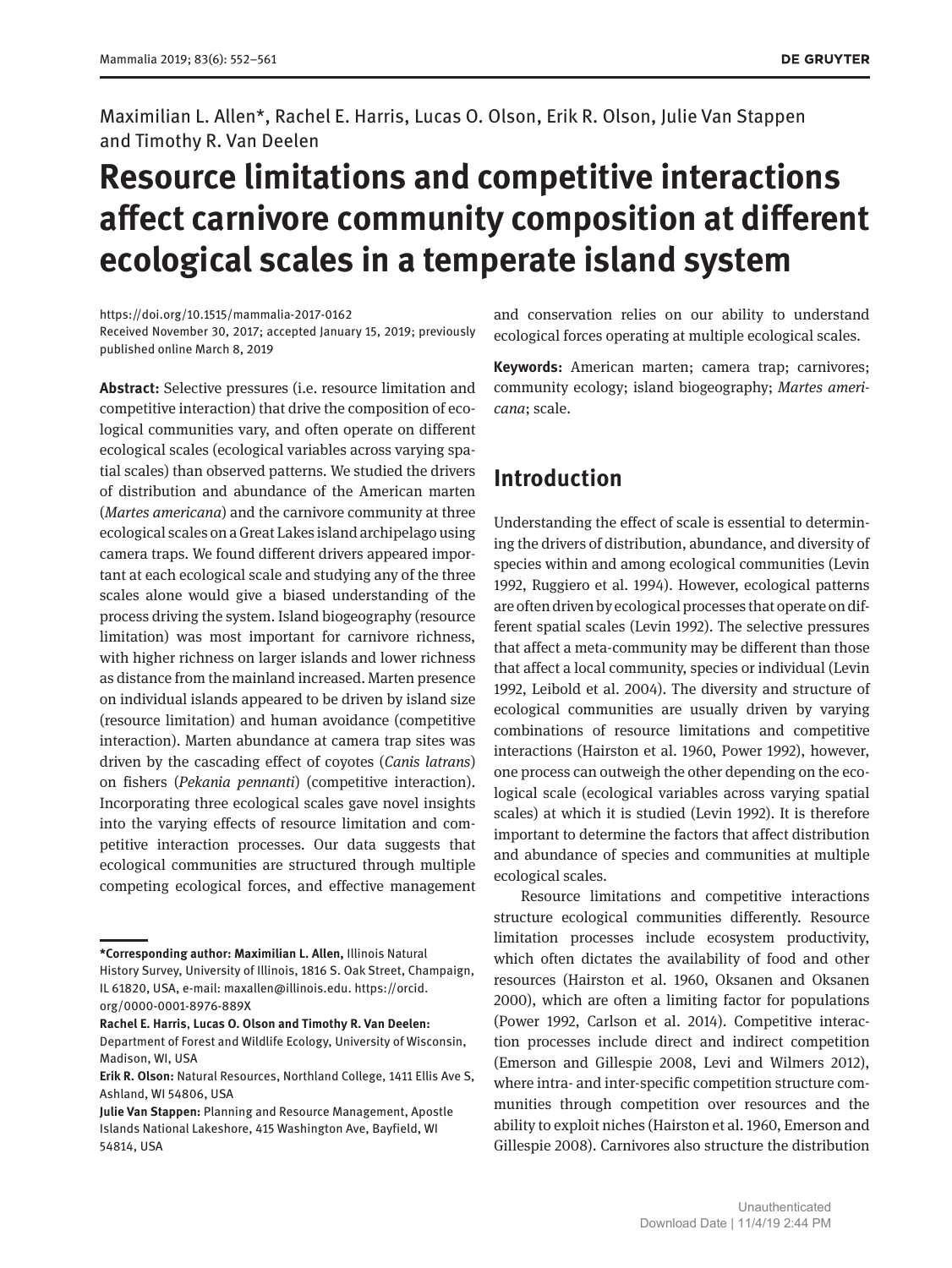Maximilian L. Allen*, Rachel E. Harris, Lucas O. Olson, Erik R. Olson, Julie Van Stappen and Timothy R. Van Deelen

# Resource limitations and competitive interactions affect carnivore community composition at different ecological scales in a temperate island system

https://doi.org/10.1515/mammalia-2017-0162
Received November 30, 2017; accepted January 15, 2019; previously published online March 8, 2019

**Abstract:** Selective pressures (i.e. resource limitation and competitive interaction) that drive the composition of ecological communities vary, and often operate on different ecological scales (ecological variables across varying spatial scales) than observed patterns. We studied the drivers of distribution and abundance of the American marten (*Martes americana*) and the carnivore community at three ecological scales on a Great Lakes island archipelago using camera traps. We found different drivers appeared important at each ecological scale and studying any of the three scales alone would give a biased understanding of the process driving the system. Island biogeography (resource limitation) was most important for carnivore richness, with higher richness on larger islands and lower richness as distance from the mainland increased. Marten presence on individual islands appeared to be driven by island size (resource limitation) and human avoidance (competitive interaction). Marten abundance at camera trap sites was driven by the cascading effect of coyotes (*Canis latrans*) on fishers (*Pekania pennanti*) (competitive interaction). Incorporating three ecological scales gave novel insights into the varying effects of resource limitation and competitive interaction processes. Our data suggests that ecological communities are structured through multiple competing ecological forces, and effective management and conservation relies on our ability to understand ecological forces operating at multiple ecological scales.

**Keywords:** American marten; camera trap; carnivores; community ecology; island biogeography; *Martes americana*; scale.

**\*Corresponding author: Maximilian L. Allen,** Illinois Natural History Survey, University of Illinois, 1816 S. Oak Street, Champaign, IL 61820, USA, e-mail: maxallen@illinois.edu. https://orcid.org/0000-0001-8976-889X
**Rachel E. Harris, Lucas O. Olson and Timothy R. Van Deelen:** Department of Forest and Wildlife Ecology, University of Wisconsin, Madison, WI, USA
**Erik R. Olson:** Natural Resources, Northland College, 1411 Ellis Ave S, Ashland, WI 54806, USA
**Julie Van Stappen:** Planning and Resource Management, Apostle Islands National Lakeshore, 415 Washington Ave, Bayfield, WI 54814, USA

## Introduction

Understanding the effect of scale is essential to determining the drivers of distribution, abundance, and diversity of species within and among ecological communities (Levin 1992, Ruggiero et al. 1994). However, ecological patterns are often driven by ecological processes that operate on different spatial scales (Levin 1992). The selective pressures that affect a meta-community may be different than those that affect a local community, species or individual (Levin 1992, Leibold et al. 2004). The diversity and structure of ecological communities are usually driven by varying combinations of resource limitations and competitive interactions (Hairston et al. 1960, Power 1992), however, one process can outweigh the other depending on the ecological scale (ecological variables across varying spatial scales) at which it is studied (Levin 1992). It is therefore important to determine the factors that affect distribution and abundance of species and communities at multiple ecological scales.

Resource limitations and competitive interactions structure ecological communities differently. Resource limitation processes include ecosystem productivity, which often dictates the availability of food and other resources (Hairston et al. 1960, Oksanen and Oksanen 2000), which are often a limiting factor for populations (Power 1992, Carlson et al. 2014). Competitive interaction processes include direct and indirect competition (Emerson and Gillespie 2008, Levi and Wilmers 2012), where intra- and inter-specific competition structure communities through competition over resources and the ability to exploit niches (Hairston et al. 1960, Emerson and Gillespie 2008). Carnivores also structure the distribution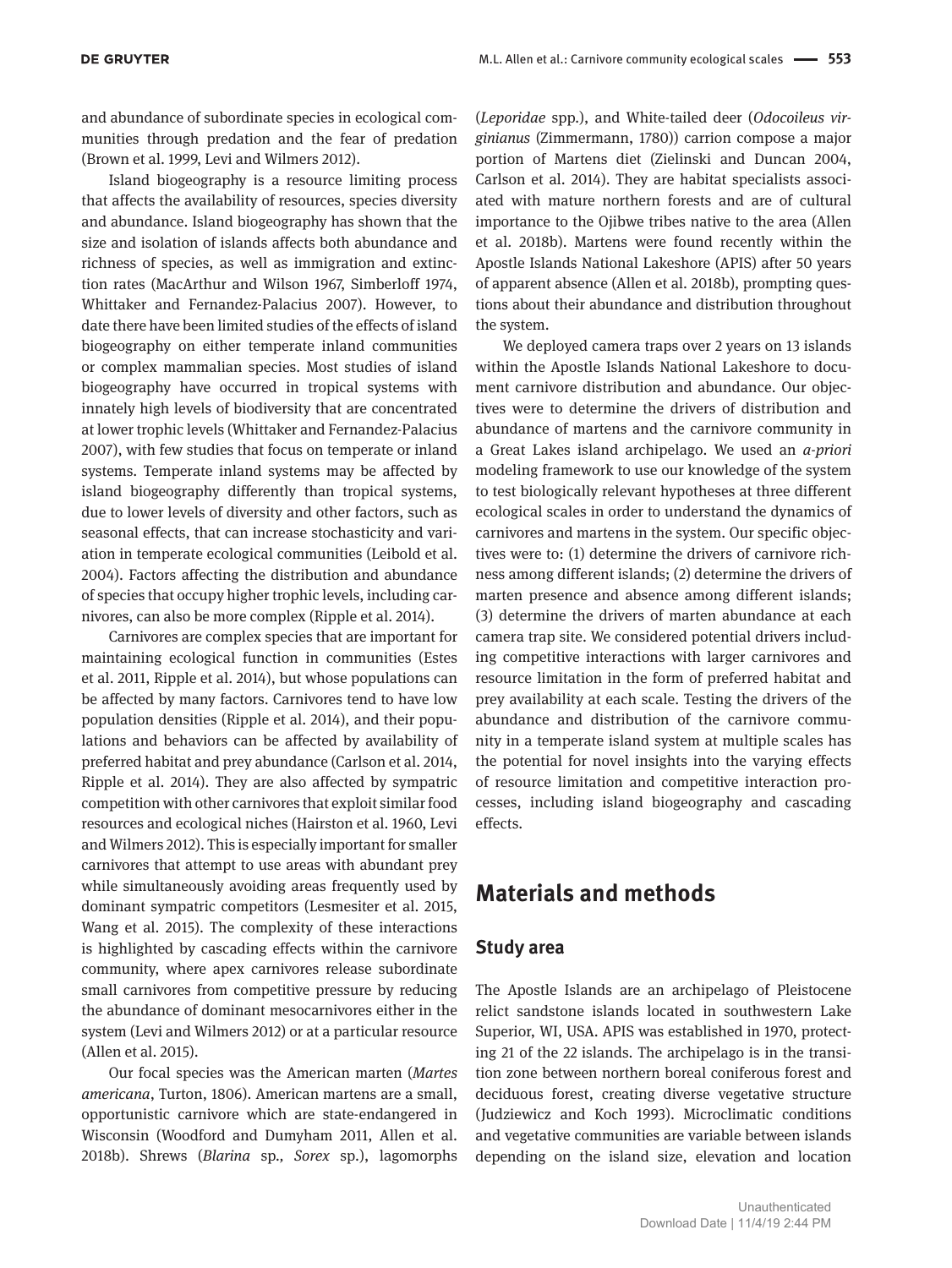and abundance of subordinate species in ecological communities through predation and the fear of predation (Brown et al. 1999, Levi and Wilmers 2012).

Island biogeography is a resource limiting process that affects the availability of resources, species diversity and abundance. Island biogeography has shown that the size and isolation of islands affects both abundance and richness of species, as well as immigration and extinction rates (MacArthur and Wilson 1967, Simberloff 1974, Whittaker and Fernandez-Palacius 2007). However, to date there have been limited studies of the effects of island biogeography on either temperate inland communities or complex mammalian species. Most studies of island biogeography have occurred in tropical systems with innately high levels of biodiversity that are concentrated at lower trophic levels (Whittaker and Fernandez-Palacius 2007), with few studies that focus on temperate or inland systems. Temperate inland systems may be affected by island biogeography differently than tropical systems, due to lower levels of diversity and other factors, such as seasonal effects, that can increase stochasticity and variation in temperate ecological communities (Leibold et al. 2004). Factors affecting the distribution and abundance of species that occupy higher trophic levels, including carnivores, can also be more complex (Ripple et al. 2014).

Carnivores are complex species that are important for maintaining ecological function in communities (Estes et al. 2011, Ripple et al. 2014), but whose populations can be affected by many factors. Carnivores tend to have low population densities (Ripple et al. 2014), and their populations and behaviors can be affected by availability of preferred habitat and prey abundance (Carlson et al. 2014, Ripple et al. 2014). They are also affected by sympatric competition with other carnivores that exploit similar food resources and ecological niches (Hairston et al. 1960, Levi and Wilmers 2012). This is especially important for smaller carnivores that attempt to use areas with abundant prey while simultaneously avoiding areas frequently used by dominant sympatric competitors (Lesmesiter et al. 2015, Wang et al. 2015). The complexity of these interactions is highlighted by cascading effects within the carnivore community, where apex carnivores release subordinate small carnivores from competitive pressure by reducing the abundance of dominant mesocarnivores either in the system (Levi and Wilmers 2012) or at a particular resource (Allen et al. 2015).

Our focal species was the American marten (*Martes americana*, Turton, 1806). American martens are a small, opportunistic carnivore which are state-endangered in Wisconsin (Woodford and Dumyham 2011, Allen et al. 2018b). Shrews (*Blarina* sp., *Sorex* sp.), lagomorphs (*Leporidae* spp.), and White-tailed deer (*Odocoileus virginianus* (Zimmermann, 1780)) carrion compose a major portion of Martens diet (Zielinski and Duncan 2004, Carlson et al. 2014). They are habitat specialists associated with mature northern forests and are of cultural importance to the Ojibwe tribes native to the area (Allen et al. 2018b). Martens were found recently within the Apostle Islands National Lakeshore (APIS) after 50 years of apparent absence (Allen et al. 2018b), prompting questions about their abundance and distribution throughout the system.

We deployed camera traps over 2 years on 13 islands within the Apostle Islands National Lakeshore to document carnivore distribution and abundance. Our objectives were to determine the drivers of distribution and abundance of martens and the carnivore community in a Great Lakes island archipelago. We used an *a-priori* modeling framework to use our knowledge of the system to test biologically relevant hypotheses at three different ecological scales in order to understand the dynamics of carnivores and martens in the system. Our specific objectives were to: (1) determine the drivers of carnivore richness among different islands; (2) determine the drivers of marten presence and absence among different islands; (3) determine the drivers of marten abundance at each camera trap site. We considered potential drivers including competitive interactions with larger carnivores and resource limitation in the form of preferred habitat and prey availability at each scale. Testing the drivers of the abundance and distribution of the carnivore community in a temperate island system at multiple scales has the potential for novel insights into the varying effects of resource limitation and competitive interaction processes, including island biogeography and cascading effects.

## Materials and methods

### Study area

The Apostle Islands are an archipelago of Pleistocene relict sandstone islands located in southwestern Lake Superior, WI, USA. APIS was established in 1970, protecting 21 of the 22 islands. The archipelago is in the transition zone between northern boreal coniferous forest and deciduous forest, creating diverse vegetative structure (Judziewicz and Koch 1993). Microclimatic conditions and vegetative communities are variable between islands depending on the island size, elevation and location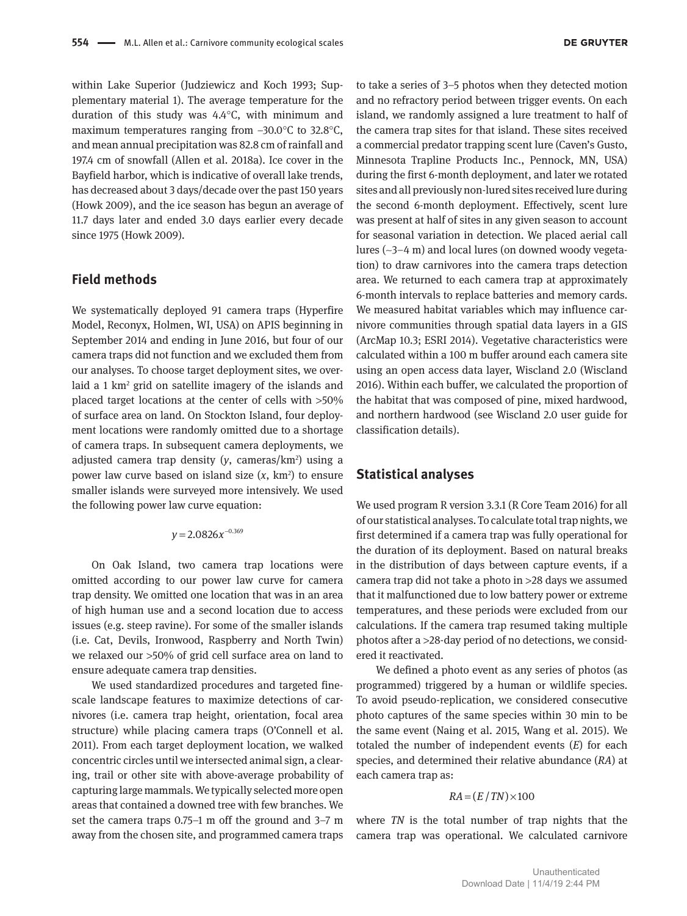within Lake Superior (Judziewicz and Koch 1993; Supplementary material 1). The average temperature for the duration of this study was 4.4°C, with minimum and maximum temperatures ranging from −30.0°C to 32.8°C, and mean annual precipitation was 82.8 cm of rainfall and 197.4 cm of snowfall (Allen et al. 2018a). Ice cover in the Bayfield harbor, which is indicative of overall lake trends, has decreased about 3 days/decade over the past 150 years (Howk 2009), and the ice season has begun an average of 11.7 days later and ended 3.0 days earlier every decade since 1975 (Howk 2009).

## Field methods

We systematically deployed 91 camera traps (Hyperfire Model, Reconyx, Holmen, WI, USA) on APIS beginning in September 2014 and ending in June 2016, but four of our camera traps did not function and we excluded them from our analyses. To choose target deployment sites, we overlaid a 1 km² grid on satellite imagery of the islands and placed target locations at the center of cells with >50% of surface area on land. On Stockton Island, four deployment locations were randomly omitted due to a shortage of camera traps. In subsequent camera deployments, we adjusted camera trap density ($y$, cameras/km²) using a power law curve based on island size ($x$, km²) to ensure smaller islands were surveyed more intensively. We used the following power law curve equation:

$$y = 2.0826x^{-0.369}$$

On Oak Island, two camera trap locations were omitted according to our power law curve for camera trap density. We omitted one location that was in an area of high human use and a second location due to access issues (e.g. steep ravine). For some of the smaller islands (i.e. Cat, Devils, Ironwood, Raspberry and North Twin) we relaxed our >50% of grid cell surface area on land to ensure adequate camera trap densities.

We used standardized procedures and targeted fine-scale landscape features to maximize detections of carnivores (i.e. camera trap height, orientation, focal area structure) while placing camera traps (O'Connell et al. 2011). From each target deployment location, we walked concentric circles until we intersected animal sign, a clearing, trail or other site with above-average probability of capturing large mammals. We typically selected more open areas that contained a downed tree with few branches. We set the camera traps 0.75–1 m off the ground and 3–7 m away from the chosen site, and programmed camera traps to take a series of 3–5 photos when they detected motion and no refractory period between trigger events. On each island, we randomly assigned a lure treatment to half of the camera trap sites for that island. These sites received a commercial predator trapping scent lure (Caven's Gusto, Minnesota Trapline Products Inc., Pennock, MN, USA) during the first 6-month deployment, and later we rotated sites and all previously non-lured sites received lure during the second 6-month deployment. Effectively, scent lure was present at half of sites in any given season to account for seasonal variation in detection. We placed aerial call lures (~3–4 m) and local lures (on downed woody vegetation) to draw carnivores into the camera traps detection area. We returned to each camera trap at approximately 6-month intervals to replace batteries and memory cards. We measured habitat variables which may influence carnivore communities through spatial data layers in a GIS (ArcMap 10.3; ESRI 2014). Vegetative characteristics were calculated within a 100 m buffer around each camera site using an open access data layer, Wiscland 2.0 (Wiscland 2016). Within each buffer, we calculated the proportion of the habitat that was composed of pine, mixed hardwood, and northern hardwood (see Wiscland 2.0 user guide for classification details).

## Statistical analyses

We used program R version 3.3.1 (R Core Team 2016) for all of our statistical analyses. To calculate total trap nights, we first determined if a camera trap was fully operational for the duration of its deployment. Based on natural breaks in the distribution of days between capture events, if a camera trap did not take a photo in >28 days we assumed that it malfunctioned due to low battery power or extreme temperatures, and these periods were excluded from our calculations. If the camera trap resumed taking multiple photos after a >28-day period of no detections, we considered it reactivated.

We defined a photo event as any series of photos (as programmed) triggered by a human or wildlife species. To avoid pseudo-replication, we considered consecutive photo captures of the same species within 30 min to be the same event (Naing et al. 2015, Wang et al. 2015). We totaled the number of independent events ($E$) for each species, and determined their relative abundance ($RA$) at each camera trap as:

$$RA = (E / TN) \times 100$$

where $TN$ is the total number of trap nights that the camera trap was operational. We calculated carnivore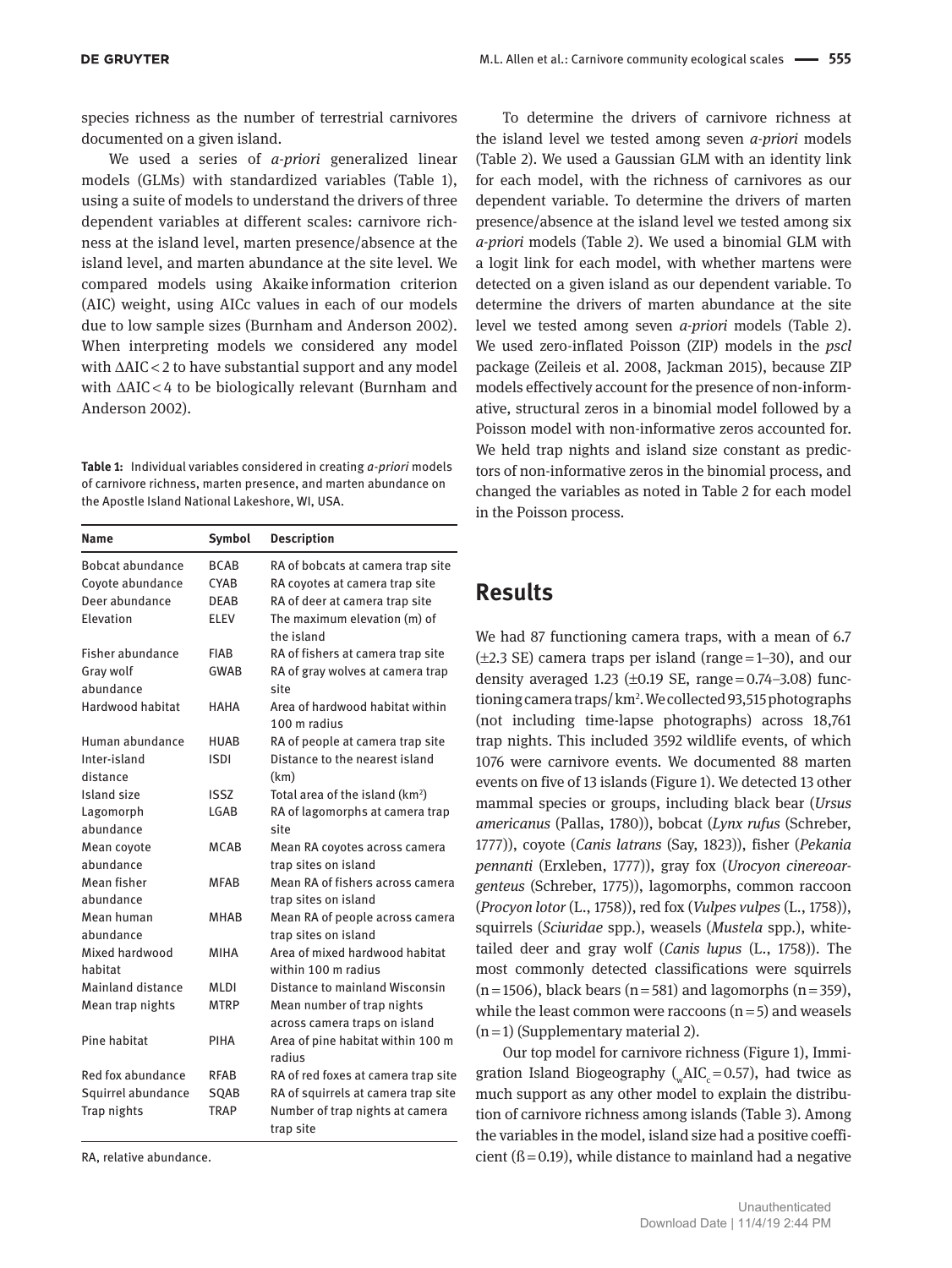species richness as the number of terrestrial carnivores documented on a given island.

We used a series of *a-priori* generalized linear models (GLMs) with standardized variables (Table 1), using a suite of models to understand the drivers of three dependent variables at different scales: carnivore richness at the island level, marten presence/absence at the island level, and marten abundance at the site level. We compared models using Akaike information criterion (AIC) weight, using AICc values in each of our models due to low sample sizes (Burnham and Anderson 2002). When interpreting models we considered any model with $\Delta AIC < 2$ to have substantial support and any model with $\Delta AIC < 4$ to be biologically relevant (Burnham and Anderson 2002).

**Table 1:** Individual variables considered in creating *a-priori* models of carnivore richness, marten presence, and marten abundance on the Apostle Island National Lakeshore, WI, USA.

| Name | Symbol | Description |
|---|---|---|
| Bobcat abundance | BCAB | RA of bobcats at camera trap site |
| Coyote abundance | CYAB | RA coyotes at camera trap site |
| Deer abundance | DEAB | RA of deer at camera trap site |
| Elevation | ELEV | The maximum elevation (m) of the island |
| Fisher abundance | FIAB | RA of fishers at camera trap site |
| Gray wolf abundance | GWAB | RA of gray wolves at camera trap site |
| Hardwood habitat | HAHA | Area of hardwood habitat within 100 m radius |
| Human abundance | HUAB | RA of people at camera trap site |
| Inter-island distance | ISDI | Distance to the nearest island (km) |
| Island size | ISSZ | Total area of the island (km$^2$) |
| Lagomorph abundance | LGAB | RA of lagomorphs at camera trap site |
| Mean coyote abundance | MCAB | Mean RA coyotes across camera trap sites on island |
| Mean fisher abundance | MFAB | Mean RA of fishers across camera trap sites on island |
| Mean human abundance | MHAB | Mean RA of people across camera trap sites on island |
| Mixed hardwood habitat | MIHA | Area of mixed hardwood habitat within 100 m radius |
| Mainland distance | MLDI | Distance to mainland Wisconsin |
| Mean trap nights | MTRP | Mean number of trap nights across camera traps on island |
| Pine habitat | PIHA | Area of pine habitat within 100 m radius |
| Red fox abundance | RFAB | RA of red foxes at camera trap site |
| Squirrel abundance | SQAB | RA of squirrels at camera trap site |
| Trap nights | TRAP | Number of trap nights at camera trap site |

RA, relative abundance.

To determine the drivers of carnivore richness at the island level we tested among seven *a-priori* models (Table 2). We used a Gaussian GLM with an identity link for each model, with the richness of carnivores as our dependent variable. To determine the drivers of marten presence/absence at the island level we tested among six *a-priori* models (Table 2). We used a binomial GLM with a logit link for each model, with whether martens were detected on a given island as our dependent variable. To determine the drivers of marten abundance at the site level we tested among seven *a-priori* models (Table 2). We used zero-inflated Poisson (ZIP) models in the *pscl* package (Zeileis et al. 2008, Jackman 2015), because ZIP models effectively account for the presence of non-informative, structural zeros in a binomial model followed by a Poisson model with non-informative zeros accounted for. We held trap nights and island size constant as predictors of non-informative zeros in the binomial process, and changed the variables as noted in Table 2 for each model in the Poisson process.

## Results

We had 87 functioning camera traps, with a mean of 6.7 ($\pm$2.3 SE) camera traps per island (range = 1–30), and our density averaged 1.23 ($\pm$0.19 SE, range = 0.74–3.08) functioning camera traps/km$^2$. We collected 93,515 photographs (not including time-lapse photographs) across 18,761 trap nights. This included 3592 wildlife events, of which 1076 were carnivore events. We documented 88 marten events on five of 13 islands (Figure 1). We detected 13 other mammal species or groups, including black bear (*Ursus americanus* (Pallas, 1780)), bobcat (*Lynx rufus* (Schreber, 1777)), coyote (*Canis latrans* (Say, 1823)), fisher (*Pekania pennanti* (Erxleben, 1777)), gray fox (*Urocyon cinereoargenteus* (Schreber, 1775)), lagomorphs, common raccoon (*Procyon lotor* (L., 1758)), red fox (*Vulpes vulpes* (L., 1758)), squirrels (*Sciuridae* spp.), weasels (*Mustela* spp.), white-tailed deer and gray wolf (*Canis lupus* (L., 1758)). The most commonly detected classifications were squirrels (n = 1506), black bears (n = 581) and lagomorphs (n = 359), while the least common were raccoons (n = 5) and weasels (n = 1) (Supplementary material 2).

Our top model for carnivore richness (Figure 1), Immigration Island Biogeography ($_{w}AIC_{c}$ = 0.57), had twice as much support as any other model to explain the distribution of carnivore richness among islands (Table 3). Among the variables in the model, island size had a positive coefficient (ß = 0.19), while distance to mainland had a negative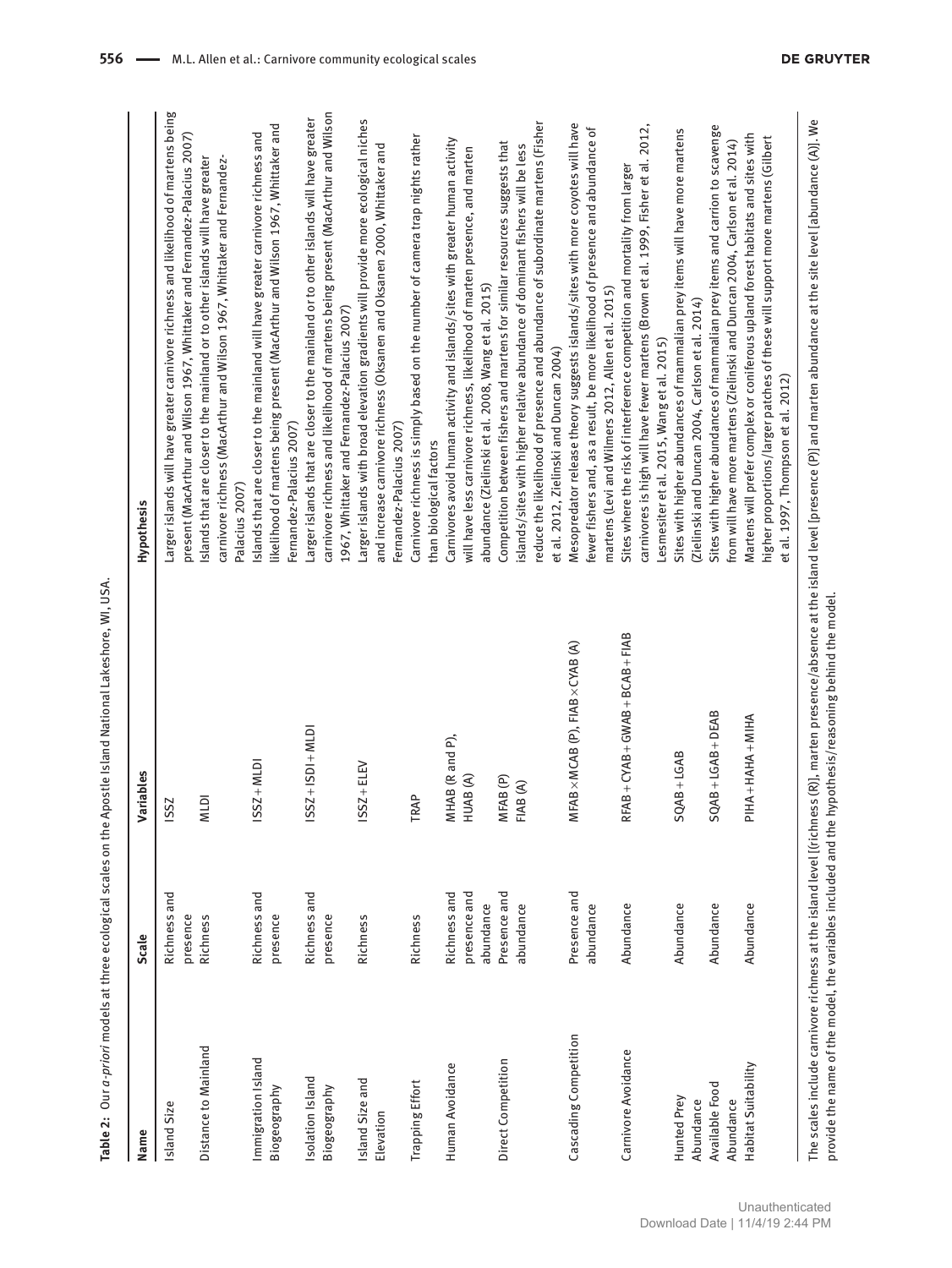**Table 2:** Our *a-priori* models at three ecological scales on the Apostle Island National Lakeshore, WI, USA.

| Name | Scale | Variables | Hypothesis |
|---|---|---|---|
| Island Size | Richness and presence | ISSZ | Larger islands will have greater carnivore richness and likelihood of martens being present (MacArthur and Wilson 1967, Whittaker and Fernandez-Palacius 2007) |
| Distance to Mainland | Richness | MLDI | Islands that are closer to the mainland or to other islands will have greater carnivore richness (MacArthur and Wilson 1967, Whittaker and Fernandez-Palacius 2007) |
| Immigration Island Biogeography | Richness and presence | ISSZ + MLDI | Islands that are closer to the mainland will have greater carnivore richness and likelihood of martens being present (MacArthur and Wilson 1967, Whittaker and Fernandez-Palacius 2007) |
| Isolation Island Biogeography | Richness and presence | ISSZ + ISDI + MLDI | Larger islands that are closer to the mainland or to other islands will have greater carnivore richness and likelihood of martens being present (MacArthur and Wilson 1967, Whittaker and Fernandez-Palacius 2007) |
| Island Size and Elevation | Richness | ISSZ + ELEV | Larger islands with broad elevation gradients will provide more ecological niches and increase carnivore richness (Oksanen and Oksanen 2000, Whittaker and Fernandez-Palacius 2007) |
| Trapping Effort | Richness | TRAP | Carnivore richness is simply based on the number of camera trap nights rather than biological factors |
| Human Avoidance | Richness and presence and abundance | MHAB (R and P), HUAB (A) | Carnivores avoid human activity and islands/sites with greater human activity will have less carnivore richness, likelihood of marten presence, and marten abundance (Zielinski et al. 2008, Wang et al. 2015) |
| Direct Competition | Presence and abundance | MFAB (P) FIAB (A) | Competition between fishers and martens for similar resources suggests that islands/sites with higher relative abundance of dominant fishers will be less reduce the likelihood of presence and abundance of subordinate martens (Fisher et al. 2012, Zielinski and Duncan 2004) |
| Cascading Competition | Presence and abundance | MFAB × MCAB (P), FIAB × CYAB (A) | Mesopredator release theory suggests islands/sites with more coyotes will have fewer fishers and, as a result, be more likelihood of presence and abundance of martens (Levi and Wilmers 2012, Allen et al. 2015) |
| Carnivore Avoidance | Abundance | RFAB + CYAB + GWAB + BCAB + FIAB | Sites where the risk of interference competition and mortality from larger carnivores is high will have fewer martens (Brown et al. 1999, Fisher et al. 2012, Lesmesiter et al. 2015, Wang et al. 2015) |
| Hunted Prey Abundance | Abundance | SQAB + LGAB | Sites with higher abundances of mammalian prey items will have more martens (Zielinski and Duncan 2004, Carlson et al. 2014) |
| Available Food Abundance | Abundance | SQAB + LGAB + DEAB | Sites with higher abundances of mammalian prey items and carrion to scavenge from will have more martens (Zielinski and Duncan 2004, Carlson et al. 2014) |
| Habitat Suitability | Abundance | PIHA + HAHA + MIHA | Martens will prefer complex or coniferous upland forest habitats and sites with higher proportions/larger patches of these will support more martens (Gilbert et al. 1997, Thompson et al. 2012) |

The scales include carnivore richness at the island level [(richness (R)], marten presence/absence at the island level [presence (P)] and marten abundance at the site level [abundance (A)]. We provide the name of the model, the variables included and the hypothesis/reasoning behind the model.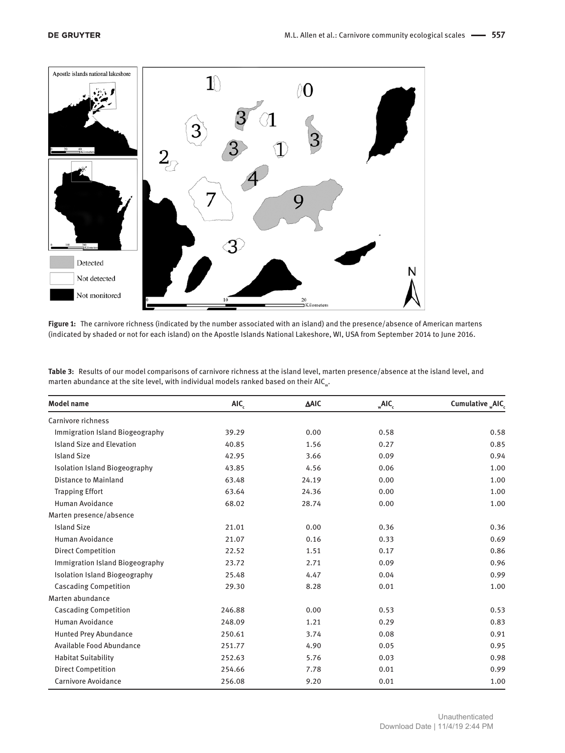**Figure 1:** The carnivore richness (indicated by the number associated with an island) and the presence/absence of American martens (indicated by shaded or not for each island) on the Apostle Islands National Lakeshore, WI, USA from September 2014 to June 2016.

**Table 3:** Results of our model comparisons of carnivore richness at the island level, marten presence/absence at the island level, and marten abundance at the site level, with individual models ranked based on their $AIC_w$.

| Model name | $AIC_c$ | ΔAIC | $_wAIC_c$ | Cumulative $_wAIC_c$ |
|---|---|---|---|---|
| Carnivore richness | | | | |
| Immigration Island Biogeography | 39.29 | 0.00 | 0.58 | 0.58 |
| Island Size and Elevation | 40.85 | 1.56 | 0.27 | 0.85 |
| Island Size | 42.95 | 3.66 | 0.09 | 0.94 |
| Isolation Island Biogeography | 43.85 | 4.56 | 0.06 | 1.00 |
| Distance to Mainland | 63.48 | 24.19 | 0.00 | 1.00 |
| Trapping Effort | 63.64 | 24.36 | 0.00 | 1.00 |
| Human Avoidance | 68.02 | 28.74 | 0.00 | 1.00 |
| Marten presence/absence | | | | |
| Island Size | 21.01 | 0.00 | 0.36 | 0.36 |
| Human Avoidance | 21.07 | 0.16 | 0.33 | 0.69 |
| Direct Competition | 22.52 | 1.51 | 0.17 | 0.86 |
| Immigration Island Biogeography | 23.72 | 2.71 | 0.09 | 0.96 |
| Isolation Island Biogeography | 25.48 | 4.47 | 0.04 | 0.99 |
| Cascading Competition | 29.30 | 8.28 | 0.01 | 1.00 |
| Marten abundance | | | | |
| Cascading Competition | 246.88 | 0.00 | 0.53 | 0.53 |
| Human Avoidance | 248.09 | 1.21 | 0.29 | 0.83 |
| Hunted Prey Abundance | 250.61 | 3.74 | 0.08 | 0.91 |
| Available Food Abundance | 251.77 | 4.90 | 0.05 | 0.95 |
| Habitat Suitability | 252.63 | 5.76 | 0.03 | 0.98 |
| Direct Competition | 254.66 | 7.78 | 0.01 | 0.99 |
| Carnivore Avoidance | 256.08 | 9.20 | 0.01 | 1.00 |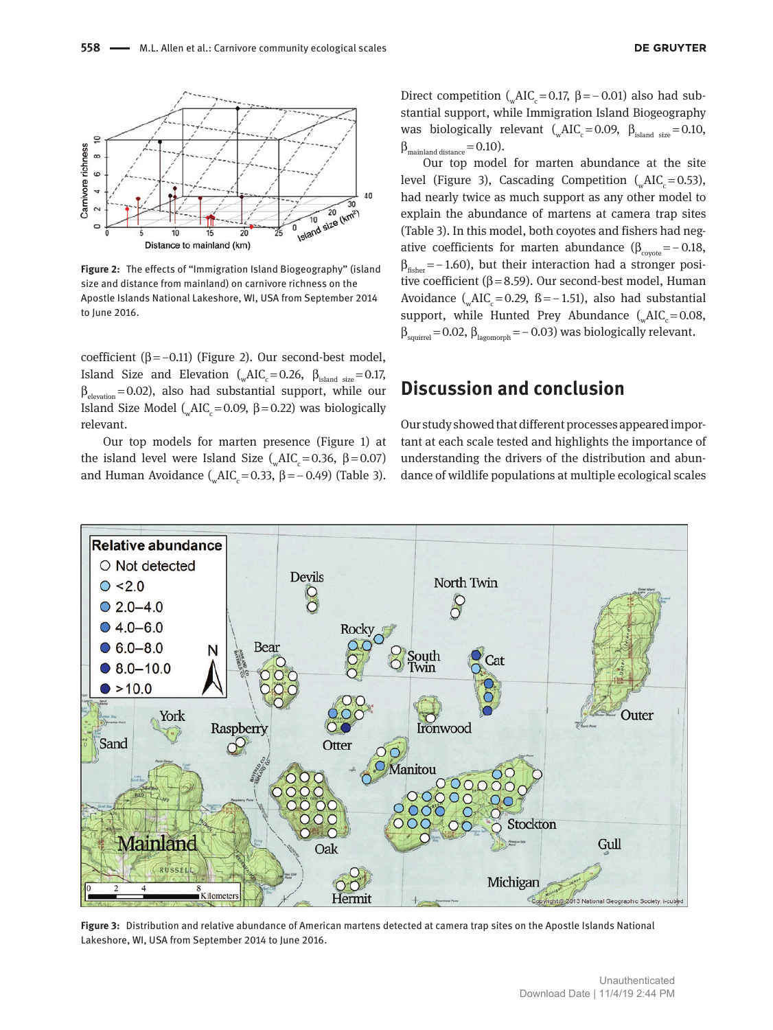Figure 2: The effects of "Immigration Island Biogeography" (island size and distance from mainland) on carnivore richness on the Apostle Islands National Lakeshore, WI, USA from September 2014 to June 2016.

coefficient ($\beta = -0.11$) (Figure 2). Our second-best model, Island Size and Elevation ($_{w}AIC_{c} = 0.26$, $\beta_{island\ size} = 0.17$, $\beta_{elevation} = 0.02$), also had substantial support, while our Island Size Model ($_{w}AIC_{c} = 0.09$, $\beta = 0.22$) was biologically relevant.

Our top models for marten presence (Figure 1) at the island level were Island Size ($_{w}AIC_{c} = 0.36$, $\beta = 0.07$) and Human Avoidance ($_{w}AIC_{c} = 0.33$, $\beta = -0.49$) (Table 3). Direct competition ($_{w}AIC_{c} = 0.17$, $\beta = -0.01$) also had substantial support, while Immigration Island Biogeography was biologically relevant ($_{w}AIC_{c} = 0.09$, $\beta_{island\ size} = 0.10$, $\beta_{mainland\ distance} = 0.10$).

Our top model for marten abundance at the site level (Figure 3), Cascading Competition ($_{w}AIC_{c} = 0.53$), had nearly twice as much support as any other model to explain the abundance of martens at camera trap sites (Table 3). In this model, both coyotes and fishers had negative coefficients for marten abundance ($\beta_{coyote} = -0.18$, $\beta_{fisher} = -1.60$), but their interaction had a stronger positive coefficient ($\beta = 8.59$). Our second-best model, Human Avoidance ($_{w}AIC_{c} = 0.29$, $\beta = -1.51$), also had substantial support, while Hunted Prey Abundance ($_{w}AIC_{c} = 0.08$, $\beta_{squirrel} = 0.02$, $\beta_{lagomorph} = -0.03$) was biologically relevant.

## Discussion and conclusion

Our study showed that different processes appeared important at each scale tested and highlights the importance of understanding the drivers of the distribution and abundance of wildlife populations at multiple ecological scales

Figure 3: Distribution and relative abundance of American martens detected at camera trap sites on the Apostle Islands National Lakeshore, WI, USA from September 2014 to June 2016.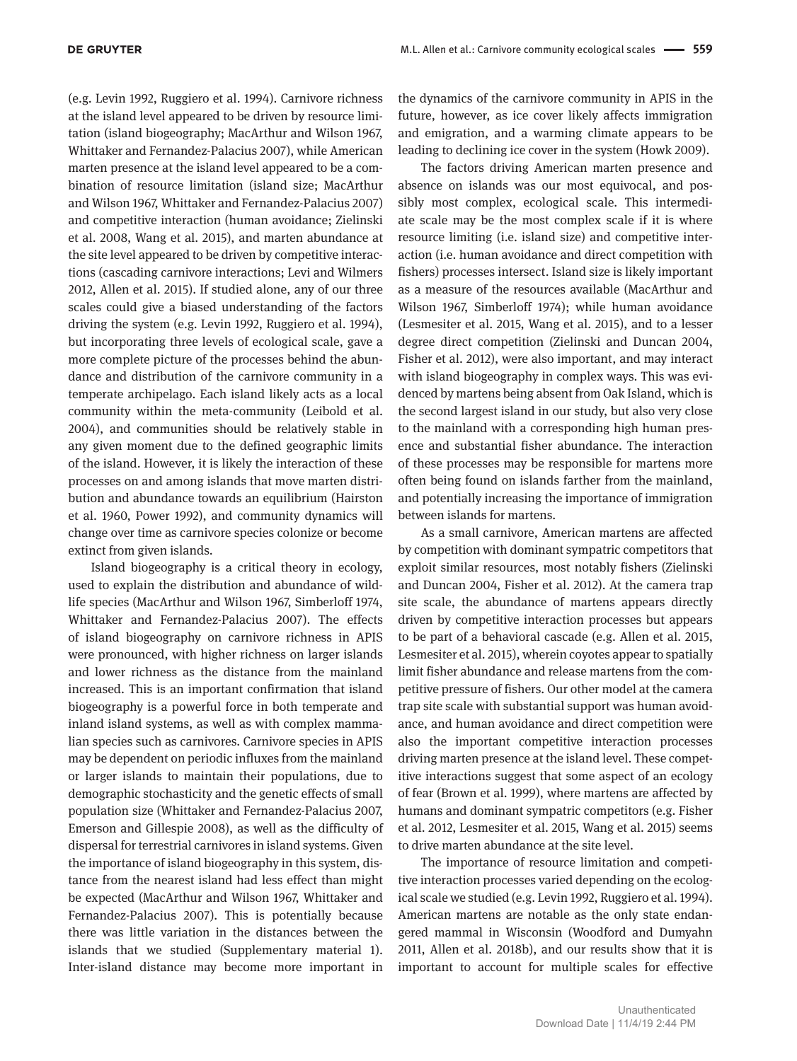(e.g. Levin 1992, Ruggiero et al. 1994). Carnivore richness at the island level appeared to be driven by resource limitation (island biogeography; MacArthur and Wilson 1967, Whittaker and Fernandez-Palacius 2007), while American marten presence at the island level appeared to be a combination of resource limitation (island size; MacArthur and Wilson 1967, Whittaker and Fernandez-Palacius 2007) and competitive interaction (human avoidance; Zielinski et al. 2008, Wang et al. 2015), and marten abundance at the site level appeared to be driven by competitive interactions (cascading carnivore interactions; Levi and Wilmers 2012, Allen et al. 2015). If studied alone, any of our three scales could give a biased understanding of the factors driving the system (e.g. Levin 1992, Ruggiero et al. 1994), but incorporating three levels of ecological scale, gave a more complete picture of the processes behind the abundance and distribution of the carnivore community in a temperate archipelago. Each island likely acts as a local community within the meta-community (Leibold et al. 2004), and communities should be relatively stable in any given moment due to the defined geographic limits of the island. However, it is likely the interaction of these processes on and among islands that move marten distribution and abundance towards an equilibrium (Hairston et al. 1960, Power 1992), and community dynamics will change over time as carnivore species colonize or become extinct from given islands.

Island biogeography is a critical theory in ecology, used to explain the distribution and abundance of wildlife species (MacArthur and Wilson 1967, Simberloff 1974, Whittaker and Fernandez-Palacius 2007). The effects of island biogeography on carnivore richness in APIS were pronounced, with higher richness on larger islands and lower richness as the distance from the mainland increased. This is an important confirmation that island biogeography is a powerful force in both temperate and inland island systems, as well as with complex mammalian species such as carnivores. Carnivore species in APIS may be dependent on periodic influxes from the mainland or larger islands to maintain their populations, due to demographic stochasticity and the genetic effects of small population size (Whittaker and Fernandez-Palacius 2007, Emerson and Gillespie 2008), as well as the difficulty of dispersal for terrestrial carnivores in island systems. Given the importance of island biogeography in this system, distance from the nearest island had less effect than might be expected (MacArthur and Wilson 1967, Whittaker and Fernandez-Palacius 2007). This is potentially because there was little variation in the distances between the islands that we studied (Supplementary material 1). Inter-island distance may become more important in the dynamics of the carnivore community in APIS in the future, however, as ice cover likely affects immigration and emigration, and a warming climate appears to be leading to declining ice cover in the system (Howk 2009).

The factors driving American marten presence and absence on islands was our most equivocal, and possibly most complex, ecological scale. This intermediate scale may be the most complex scale if it is where resource limiting (i.e. island size) and competitive interaction (i.e. human avoidance and direct competition with fishers) processes intersect. Island size is likely important as a measure of the resources available (MacArthur and Wilson 1967, Simberloff 1974); while human avoidance (Lesmesiter et al. 2015, Wang et al. 2015), and to a lesser degree direct competition (Zielinski and Duncan 2004, Fisher et al. 2012), were also important, and may interact with island biogeography in complex ways. This was evidenced by martens being absent from Oak Island, which is the second largest island in our study, but also very close to the mainland with a corresponding high human presence and substantial fisher abundance. The interaction of these processes may be responsible for martens more often being found on islands farther from the mainland, and potentially increasing the importance of immigration between islands for martens.

As a small carnivore, American martens are affected by competition with dominant sympatric competitors that exploit similar resources, most notably fishers (Zielinski and Duncan 2004, Fisher et al. 2012). At the camera trap site scale, the abundance of martens appears directly driven by competitive interaction processes but appears to be part of a behavioral cascade (e.g. Allen et al. 2015, Lesmesiter et al. 2015), wherein coyotes appear to spatially limit fisher abundance and release martens from the competitive pressure of fishers. Our other model at the camera trap site scale with substantial support was human avoidance, and human avoidance and direct competition were also the important competitive interaction processes driving marten presence at the island level. These competitive interactions suggest that some aspect of an ecology of fear (Brown et al. 1999), where martens are affected by humans and dominant sympatric competitors (e.g. Fisher et al. 2012, Lesmesiter et al. 2015, Wang et al. 2015) seems to drive marten abundance at the site level.

The importance of resource limitation and competitive interaction processes varied depending on the ecological scale we studied (e.g. Levin 1992, Ruggiero et al. 1994). American martens are notable as the only state endangered mammal in Wisconsin (Woodford and Dumyahn 2011, Allen et al. 2018b), and our results show that it is important to account for multiple scales for effective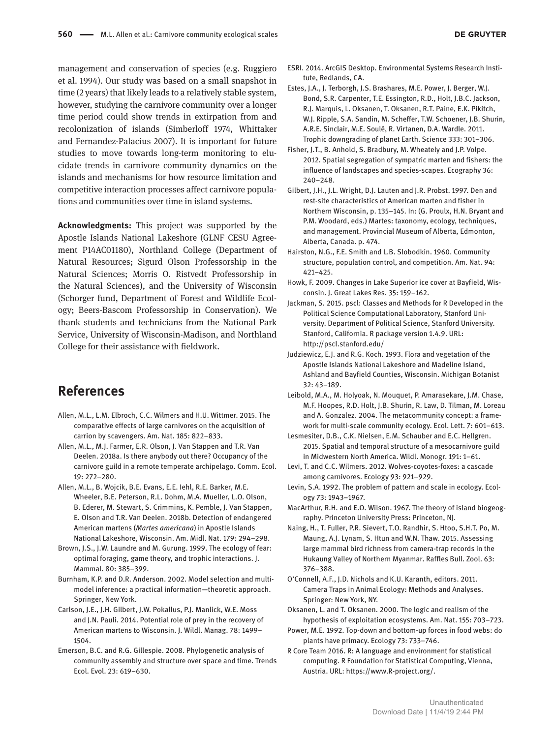management and conservation of species (e.g. Ruggiero et al. 1994). Our study was based on a small snapshot in time (2 years) that likely leads to a relatively stable system, however, studying the carnivore community over a longer time period could show trends in extirpation from and recolonization of islands (Simberloff 1974, Whittaker and Fernandez-Palacius 2007). It is important for future studies to move towards long-term monitoring to elucidate trends in carnivore community dynamics on the islands and mechanisms for how resource limitation and competitive interaction processes affect carnivore populations and communities over time in island systems.

**Acknowledgments:** This project was supported by the Apostle Islands National Lakeshore (GLNF CESU Agreement P14AC01180), Northland College (Department of Natural Resources; Sigurd Olson Professorship in the Natural Sciences; Morris O. Ristvedt Professorship in the Natural Sciences), and the University of Wisconsin (Schorger fund, Department of Forest and Wildlife Ecology; Beers-Bascom Professorship in Conservation). We thank students and technicians from the National Park Service, University of Wisconsin-Madison, and Northland College for their assistance with fieldwork.

## References

Allen, M.L., L.M. Elbroch, C.C. Wilmers and H.U. Wittmer. 2015. The comparative effects of large carnivores on the acquisition of carrion by scavengers. Am. Nat. 185: 822–833.

Allen, M.L., M.J. Farmer, E.R. Olson, J. Van Stappen and T.R. Van Deelen. 2018a. Is there anybody out there? Occupancy of the carnivore guild in a remote temperate archipelago. Comm. Ecol. 19: 272–280.

Allen, M.L., B. Wojcik, B.E. Evans, E.E. Iehl, R.E. Barker, M.E. Wheeler, B.E. Peterson, R.L. Dohm, M.A. Mueller, L.O. Olson, B. Ederer, M. Stewart, S. Crimmins, K. Pemble, J. Van Stappen, E. Olson and T.R. Van Deelen. 2018b. Detection of endangered American martens (*Martes americana*) in Apostle Islands National Lakeshore, Wisconsin. Am. Midl. Nat. 179: 294–298.

Brown, J.S., J.W. Laundre and M. Gurung. 1999. The ecology of fear: optimal foraging, game theory, and trophic interactions. J. Mammal. 80: 385–399.

Burnham, K.P. and D.R. Anderson. 2002. Model selection and multimodel inference: a practical information—theoretic approach. Springer, New York.

Carlson, J.E., J.H. Gilbert, J.W. Pokallus, P.J. Manlick, W.E. Moss and J.N. Pauli. 2014. Potential role of prey in the recovery of American martens to Wisconsin. J. Wildl. Manag. 78: 1499–1504.

Emerson, B.C. and R.G. Gillespie. 2008. Phylogenetic analysis of community assembly and structure over space and time. Trends Ecol. Evol. 23: 619–630.

ESRI. 2014. ArcGIS Desktop. Environmental Systems Research Institute, Redlands, CA.

Estes, J.A., J. Terborgh, J.S. Brashares, M.E. Power, J. Berger, W.J. Bond, S.R. Carpenter, T.E. Essington, R.D., Holt, J.B.C. Jackson, R.J. Marquis, L. Oksanen, T. Oksanen, R.T. Paine, E.K. Pikitch, W.J. Ripple, S.A. Sandin, M. Scheffer, T.W. Schoener, J.B. Shurin, A.R.E. Sinclair, M.E. Soulé, R. Virtanen, D.A. Wardle. 2011. Trophic downgrading of planet Earth. Science 333: 301–306.

Fisher, J.T., B. Anhold, S. Bradbury, M. Wheately and J.P. Volpe. 2012. Spatial segregation of sympatric marten and fishers: the influence of landscapes and species-scapes. Ecography 36: 240–248.

Gilbert, J.H., J.L. Wright, D.J. Lauten and J.R. Probst. 1997. Den and rest-site characteristics of American marten and fisher in Northern Wisconsin, p. 135–145. In: (G. Proulx, H.N. Bryant and P.M. Woodard, eds.) Martes: taxonomy, ecology, techniques, and management. Provincial Museum of Alberta, Edmonton, Alberta, Canada. p. 474.

Hairston, N.G., F.E. Smith and L.B. Slobodkin. 1960. Community structure, population control, and competition. Am. Nat. 94: 421–425.

Howk, F. 2009. Changes in Lake Superior ice cover at Bayfield, Wisconsin. J. Great Lakes Res. 35: 159–162.

Jackman, S. 2015. pscl: Classes and Methods for R Developed in the Political Science Computational Laboratory, Stanford University. Department of Political Science, Stanford University. Stanford, California. R package version 1.4.9. URL: http://pscl.stanford.edu/

Judziewicz, E.J. and R.G. Koch. 1993. Flora and vegetation of the Apostle Islands National Lakeshore and Madeline Island, Ashland and Bayfield Counties, Wisconsin. Michigan Botanist 32: 43–189.

Leibold, M.A., M. Holyoak, N. Mouquet, P. Amarasekare, J.M. Chase, M.F. Hoopes, R.D. Holt, J.B. Shurin, R. Law, D. Tilman, M. Loreau and A. Gonzalez. 2004. The metacommunity concept: a framework for multi-scale community ecology. Ecol. Lett. 7: 601–613.

Lesmesiter, D.B., C.K. Nielsen, E.M. Schauber and E.C. Hellgren. 2015. Spatial and temporal structure of a mesocarnivore guild in Midwestern North America. Wildl. Monogr. 191: 1–61.

Levi, T. and C.C. Wilmers. 2012. Wolves-coyotes-foxes: a cascade among carnivores. Ecology 93: 921–929.

Levin, S.A. 1992. The problem of pattern and scale in ecology. Ecology 73: 1943–1967.

MacArthur, R.H. and E.O. Wilson. 1967. The theory of island biogeography. Princeton University Press: Princeton, NJ.

Naing, H., T. Fuller, P.R. Sievert, T.O. Randhir, S. Htoo, S.H.T. Po, M. Maung, A.J. Lynam, S. Htun and W.N. Thaw. 2015. Assessing large mammal bird richness from camera-trap records in the Hukaung Valley of Northern Myanmar. Raffles Bull. Zool. 63: 376–388.

O'Connell, A.F., J.D. Nichols and K.U. Karanth, editors. 2011. Camera Traps in Animal Ecology: Methods and Analyses. Springer: New York, NY.

Oksanen, L. and T. Oksanen. 2000. The logic and realism of the hypothesis of exploitation ecosystems. Am. Nat. 155: 703–723.

Power, M.E. 1992. Top-down and bottom-up forces in food webs: do plants have primacy. Ecology 73: 733–746.

R Core Team 2016. R: A language and environment for statistical computing. R Foundation for Statistical Computing, Vienna, Austria. URL: https://www.R-project.org/.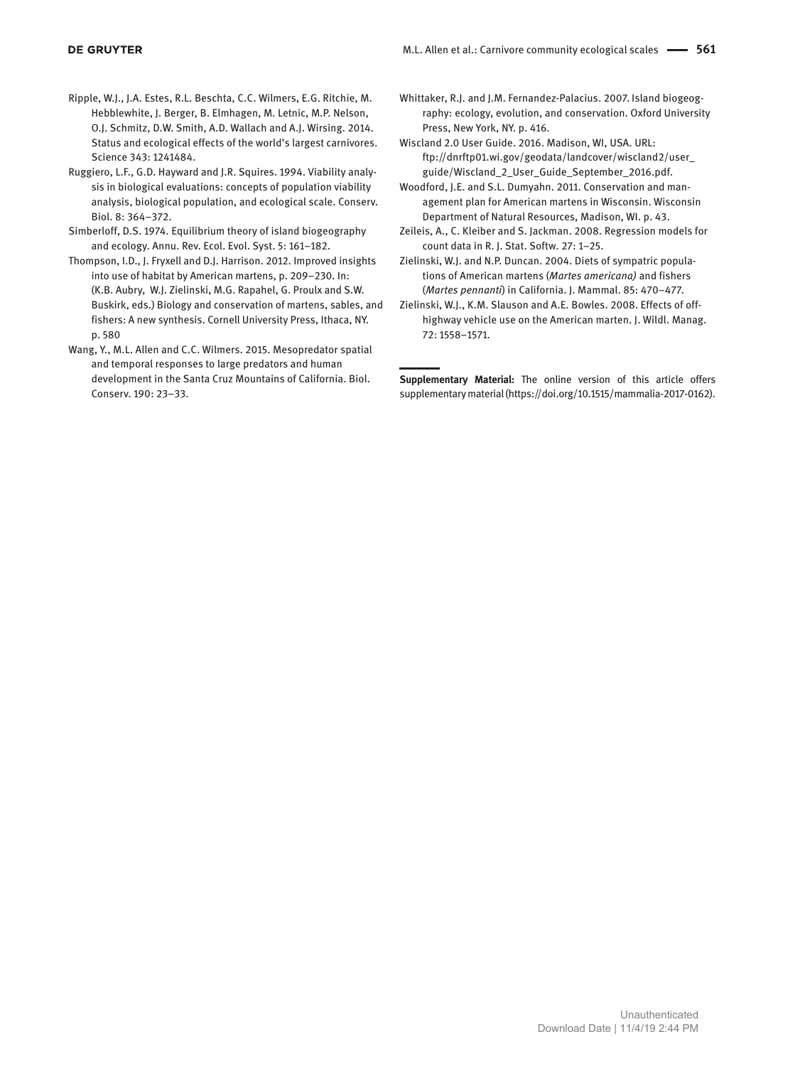Ripple, W.J., J.A. Estes, R.L. Beschta, C.C. Wilmers, E.G. Ritchie, M. Hebblewhite, J. Berger, B. Elmhagen, M. Letnic, M.P. Nelson, O.J. Schmitz, D.W. Smith, A.D. Wallach and A.J. Wirsing. 2014. Status and ecological effects of the world's largest carnivores. Science 343: 1241484.

Ruggiero, L.F., G.D. Hayward and J.R. Squires. 1994. Viability analysis in biological evaluations: concepts of population viability analysis, biological population, and ecological scale. Conserv. Biol. 8: 364–372.

Simberloff, D.S. 1974. Equilibrium theory of island biogeography and ecology. Annu. Rev. Ecol. Evol. Syst. 5: 161–182.

Thompson, I.D., J. Fryxell and D.J. Harrison. 2012. Improved insights into use of habitat by American martens, p. 209–230. In: (K.B. Aubry, W.J. Zielinski, M.G. Rapahel, G. Proulx and S.W. Buskirk, eds.) Biology and conservation of martens, sables, and fishers: A new synthesis. Cornell University Press, Ithaca, NY. p. 580

Wang, Y., M.L. Allen and C.C. Wilmers. 2015. Mesopredator spatial and temporal responses to large predators and human development in the Santa Cruz Mountains of California. Biol. Conserv. 190: 23–33.

Whittaker, R.J. and J.M. Fernandez-Palacius. 2007. Island biogeography: ecology, evolution, and conservation. Oxford University Press, New York, NY. p. 416.

Wiscland 2.0 User Guide. 2016. Madison, WI, USA. URL: ftp://dnrftp01.wi.gov/geodata/landcover/wiscland2/user_guide/Wiscland_2_User_Guide_September_2016.pdf.

Woodford, J.E. and S.L. Dumyahn. 2011. Conservation and management plan for American martens in Wisconsin. Wisconsin Department of Natural Resources, Madison, WI. p. 43.

Zeileis, A., C. Kleiber and S. Jackman. 2008. Regression models for count data in R. J. Stat. Softw. 27: 1–25.

Zielinski, W.J. and N.P. Duncan. 2004. Diets of sympatric populations of American martens (*Martes americana)* and fishers (*Martes pennanti*) in California. J. Mammal. 85: 470–477.

Zielinski, W.J., K.M. Slauson and A.E. Bowles. 2008. Effects of off-highway vehicle use on the American marten. J. Wildl. Manag. 72: 1558–1571.

**Supplementary Material:** The online version of this article offers supplementary material (https://doi.org/10.1515/mammalia-2017-0162).